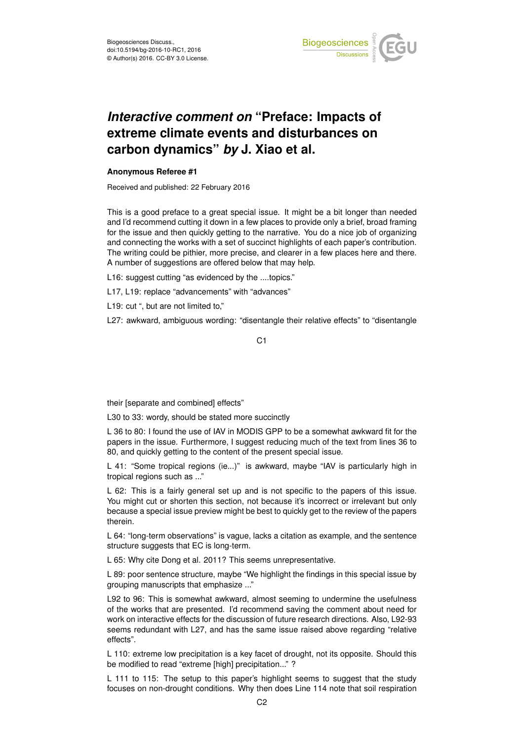# *Interactive comment on* "Preface: Impacts of extreme climate events and disturbances on carbon dynamics" *by* J. Xiao et al.

**Anonymous Referee #1**

Received and published: 22 February 2016

This is a good preface to a great special issue. It might be a bit longer than needed and I'd recommend cutting it down in a few places to provide only a brief, broad framing for the issue and then quickly getting to the narrative. You do a nice job of organizing and connecting the works with a set of succinct highlights of each paper's contribution. The writing could be pithier, more precise, and clearer in a few places here and there. A number of suggestions are offered below that may help.

L16: suggest cutting "as evidenced by the ....topics."

L17, L19: replace "advancements" with "advances"

L19: cut ", but are not limited to,"

L27: awkward, ambiguous wording: "disentangle their relative effects" to "disentangle their [separate and combined] effects"

L30 to 33: wordy, should be stated more succinctly

L 36 to 80: I found the use of IAV in MODIS GPP to be a somewhat awkward fit for the papers in the issue. Furthermore, I suggest reducing much of the text from lines 36 to 80, and quickly getting to the content of the present special issue.

L 41: "Some tropical regions (ie...)" is awkward, maybe "IAV is particularly high in tropical regions such as ..."

L 62: This is a fairly general set up and is not specific to the papers of this issue. You might cut or shorten this section, not because it's incorrect or irrelevant but only because a special issue preview might be best to quickly get to the review of the papers therein.

L 64: "long-term observations" is vague, lacks a citation as example, and the sentence structure suggests that EC is long-term.

L 65: Why cite Dong et al. 2011? This seems unrepresentative.

L 89: poor sentence structure, maybe "We highlight the findings in this special issue by grouping manuscripts that emphasize ..."

L92 to 96: This is somewhat awkward, almost seeming to undermine the usefulness of the works that are presented. I'd recommend saving the comment about need for work on interactive effects for the discussion of future research directions. Also, L92-93 seems redundant with L27, and has the same issue raised above regarding "relative effects".

L 110: extreme low precipitation is a key facet of drought, not its opposite. Should this be modified to read "extreme [high] precipitation..." ?

L 111 to 115: The setup to this paper's highlight seems to suggest that the study focuses on non-drought conditions. Why then does Line 114 note that soil respiration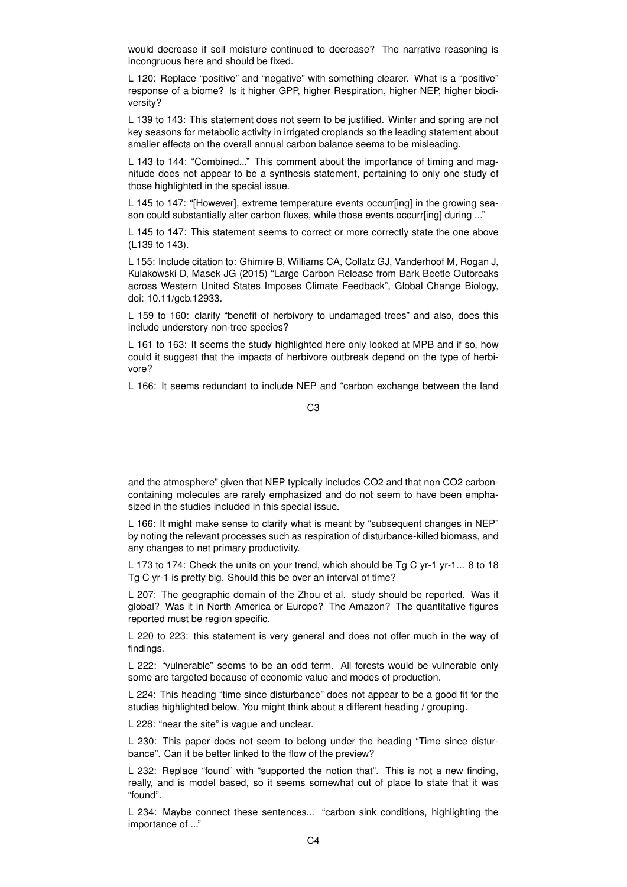would decrease if soil moisture continued to decrease? The narrative reasoning is incongruous here and should be fixed.

L 120: Replace "positive" and "negative" with something clearer. What is a "positive" response of a biome? Is it higher GPP, higher Respiration, higher NEP, higher biodiversity?

L 139 to 143: This statement does not seem to be justified. Winter and spring are not key seasons for metabolic activity in irrigated croplands so the leading statement about smaller effects on the overall annual carbon balance seems to be misleading.

L 143 to 144: "Combined..." This comment about the importance of timing and magnitude does not appear to be a synthesis statement, pertaining to only one study of those highlighted in the special issue.

L 145 to 147: "[However], extreme temperature events occurr[ing] in the growing season could substantially alter carbon fluxes, while those events occurr[ing] during ..."

L 145 to 147: This statement seems to correct or more correctly state the one above (L139 to 143).

L 155: Include citation to: Ghimire B, Williams CA, Collatz GJ, Vanderhoof M, Rogan J, Kulakowski D, Masek JG (2015) "Large Carbon Release from Bark Beetle Outbreaks across Western United States Imposes Climate Feedback", Global Change Biology, doi: 10.11/gcb.12933.

L 159 to 160: clarify "benefit of herbivory to undamaged trees" and also, does this include understory non-tree species?

L 161 to 163: It seems the study highlighted here only looked at MPB and if so, how could it suggest that the impacts of herbivore outbreak depend on the type of herbivore?

L 166: It seems redundant to include NEP and "carbon exchange between the land and the atmosphere" given that NEP typically includes $CO_2$ and that non $CO_2$ carbon-containing molecules are rarely emphasized and do not seem to have been emphasized in the studies included in this special issue.

L 166: It might make sense to clarify what is meant by "subsequent changes in NEP" by noting the relevant processes such as respiration of disturbance-killed biomass, and any changes to net primary productivity.

L 173 to 174: Check the units on your trend, which should be Tg C $yr^{-1}$ $yr^{-1}$... 8 to 18 Tg C $yr^{-1}$ is pretty big. Should this be over an interval of time?

L 207: The geographic domain of the Zhou et al. study should be reported. Was it global? Was it in North America or Europe? The Amazon? The quantitative figures reported must be region specific.

L 220 to 223: this statement is very general and does not offer much in the way of findings.

L 222: "vulnerable" seems to be an odd term. All forests would be vulnerable only some are targeted because of economic value and modes of production.

L 224: This heading "time since disturbance" does not appear to be a good fit for the studies highlighted below. You might think about a different heading / grouping.

L 228: "near the site" is vague and unclear.

L 230: This paper does not seem to belong under the heading "Time since disturbance". Can it be better linked to the flow of the preview?

L 232: Replace "found" with "supported the notion that". This is not a new finding, really, and is model based, so it seems somewhat out of place to state that it was "found".

L 234: Maybe connect these sentences... "carbon sink conditions, highlighting the importance of ..."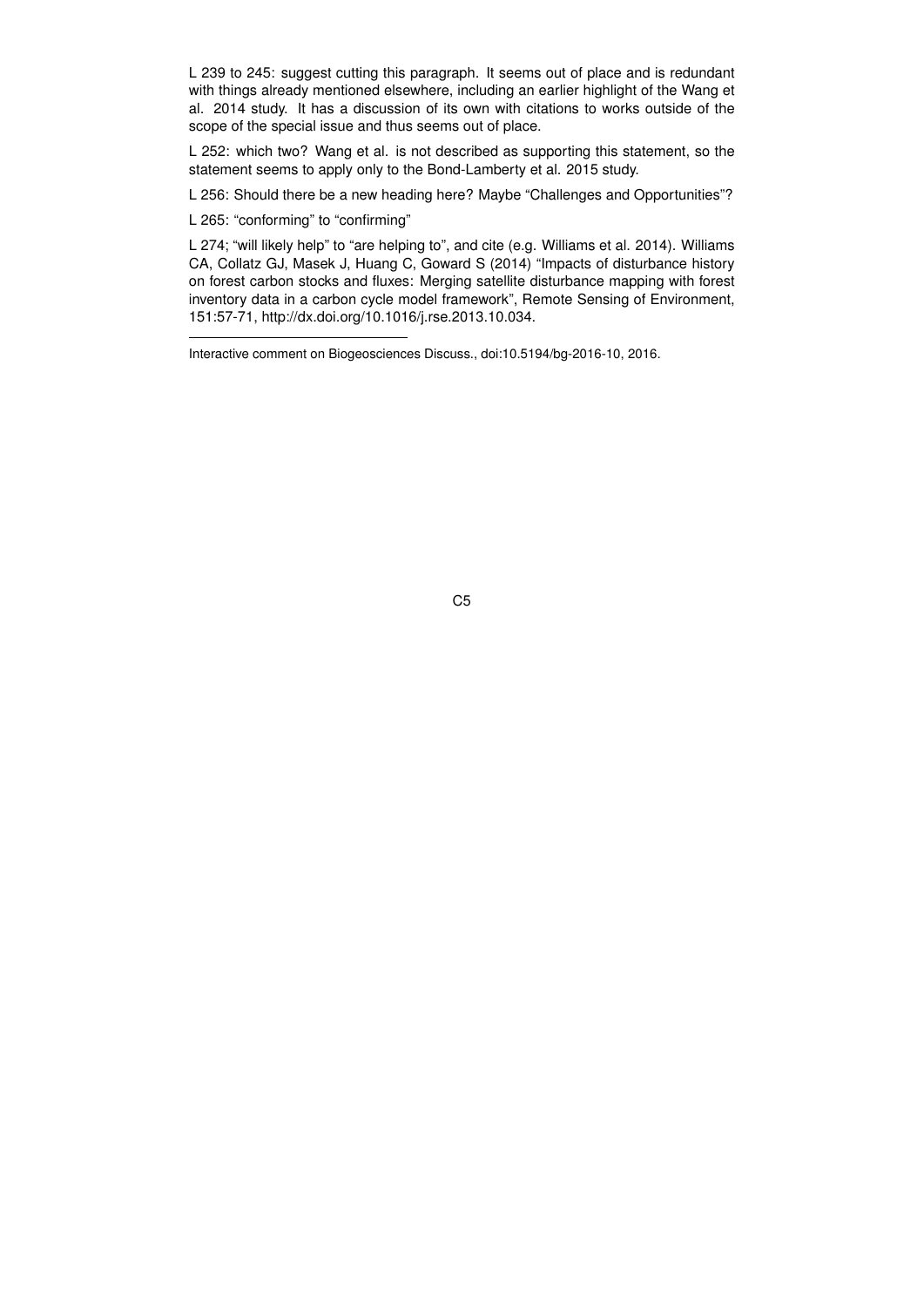L 239 to 245: suggest cutting this paragraph. It seems out of place and is redundant with things already mentioned elsewhere, including an earlier highlight of the Wang et al. 2014 study. It has a discussion of its own with citations to works outside of the scope of the special issue and thus seems out of place.

L 252: which two? Wang et al. is not described as supporting this statement, so the statement seems to apply only to the Bond-Lamberty et al. 2015 study.

L 256: Should there be a new heading here? Maybe "Challenges and Opportunities"?

L 265: "conforming" to "confirming"

L 274; "will likely help" to "are helping to", and cite (e.g. Williams et al. 2014). Williams CA, Collatz GJ, Masek J, Huang C, Goward S (2014) "Impacts of disturbance history on forest carbon stocks and fluxes: Merging satellite disturbance mapping with forest inventory data in a carbon cycle model framework", Remote Sensing of Environment, 151:57-71, http://dx.doi.org/10.1016/j.rse.2013.10.034.

---

Interactive comment on Biogeosciences Discuss., doi:10.5194/bg-2016-10, 2016.